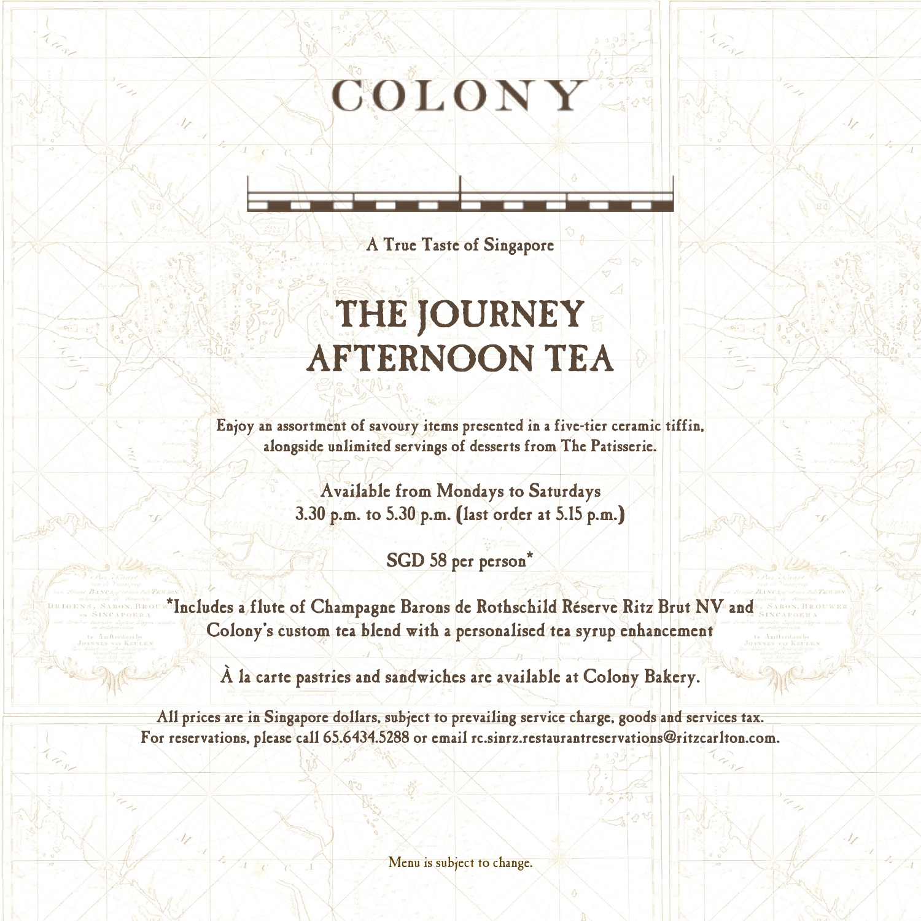# COLONY

A True Taste of Singapore

## THE JOURNEY AFTERNOON TEA

Enjoy an assortment of savoury items presented in a five-tier ceramic tiffin, alongside unlimited servings of desserts from The Patisserie.

Available from Mondays to Saturdays
3.30 p.m. to 5.30 p.m. (last order at 5.15 p.m.)

SGD 58 per person*

*Includes a flute of Champagne Barons de Rothschild Réserve Ritz Brut NV and Colony's custom tea blend with a personalised tea syrup enhancement

À la carte pastries and sandwiches are available at Colony Bakery.

All prices are in Singapore dollars, subject to prevailing service charge, goods and services tax.
For reservations, please call 65.6434.5288 or email rc.sinrz.restaurantreservations@ritzcarlton.com.

Menu is subject to change.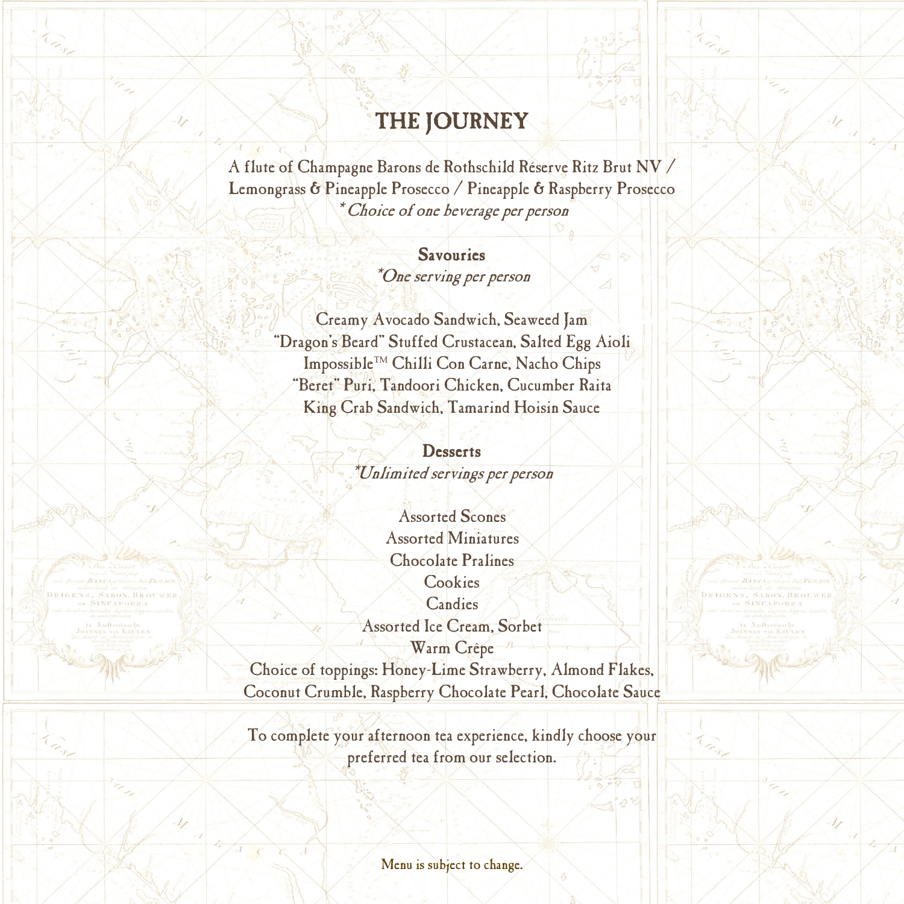# THE JOURNEY

A flute of Champagne Barons de Rothschild Réserve Ritz Brut NV / Lemongrass & Pineapple Prosecco / Pineapple & Raspberry Prosecco
*\*Choice of one beverage per person*

## Savouries

*\*One serving per person*

Creamy Avocado Sandwich, Seaweed Jam
"Dragon's Beard" Stuffed Crustacean, Salted Egg Aioli
Impossible™ Chilli Con Carne, Nacho Chips
"Beret" Puri, Tandoori Chicken, Cucumber Raita
King Crab Sandwich, Tamarind Hoisin Sauce

## Desserts

*\*Unlimited servings per person*

Assorted Scones
Assorted Miniatures
Chocolate Pralines
Cookies
Candies
Assorted Ice Cream, Sorbet
Warm Crêpe
Choice of toppings: Honey-Lime Strawberry, Almond Flakes, Coconut Crumble, Raspberry Chocolate Pearl, Chocolate Sauce

To complete your afternoon tea experience, kindly choose your preferred tea from our selection.

Menu is subject to change.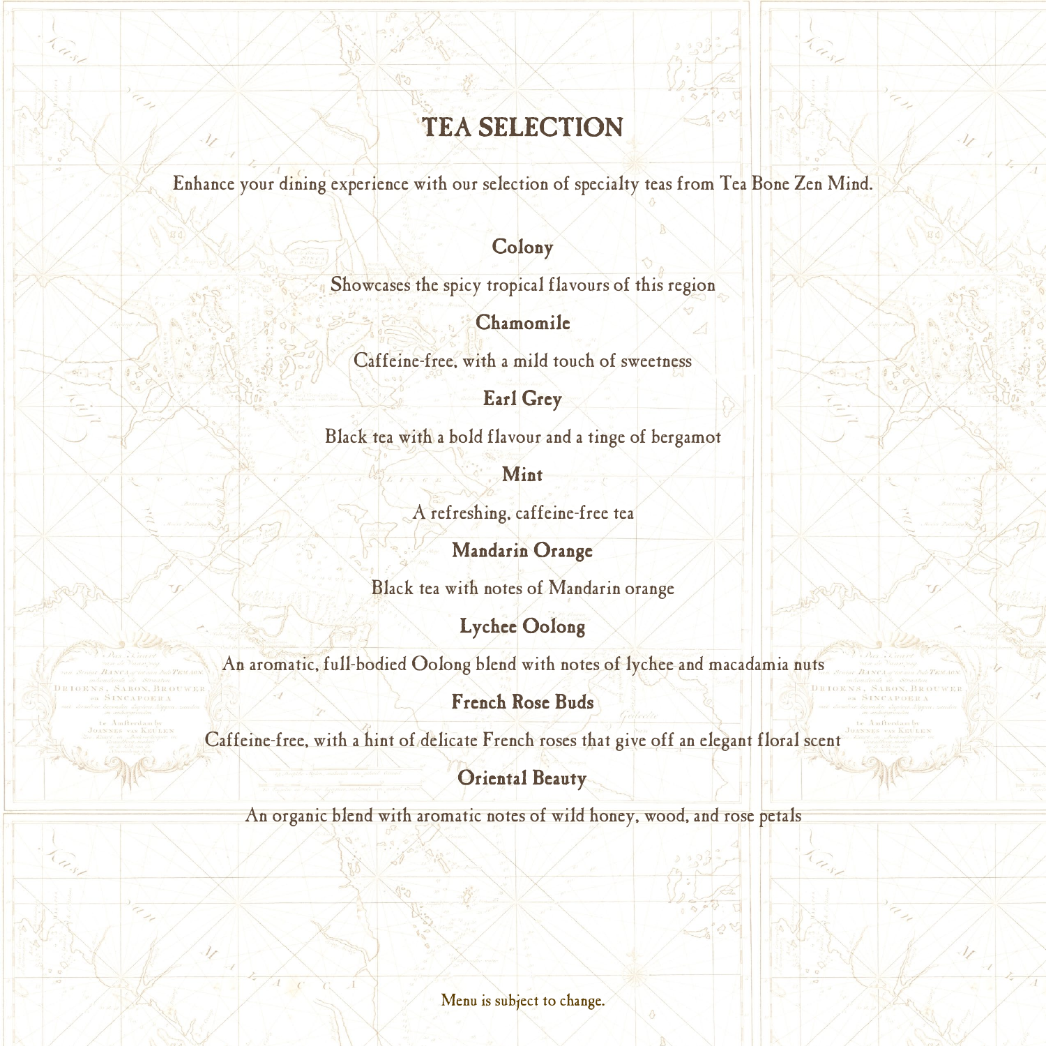# TEA SELECTION

Enhance your dining experience with our selection of specialty teas from Tea Bone Zen Mind.

### Colony

Showcases the spicy tropical flavours of this region

### Chamomile

Caffeine-free, with a mild touch of sweetness

### Earl Grey

Black tea with a bold flavour and a tinge of bergamot

### Mint

A refreshing, caffeine-free tea

### Mandarin Orange

Black tea with notes of Mandarin orange

### Lychee Oolong

An aromatic, full-bodied Oolong blend with notes of lychee and macadamia nuts

### French Rose Buds

Caffeine-free, with a hint of delicate French roses that give off an elegant floral scent

### Oriental Beauty

An organic blend with aromatic notes of wild honey, wood, and rose petals

Menu is subject to change.